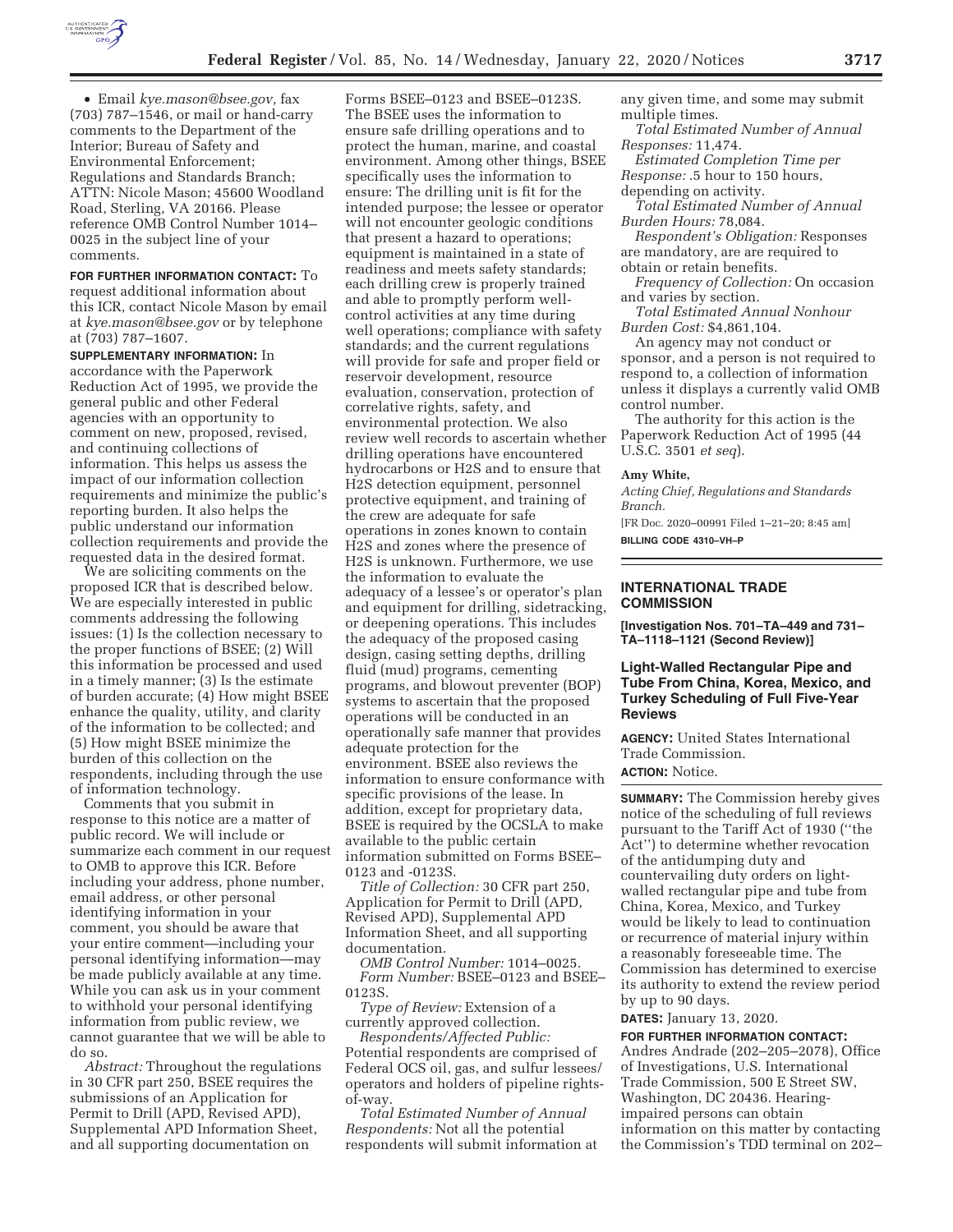• Email *kye.mason@bsee.gov,* fax (703) 787–1546, or mail or hand-carry comments to the Department of the Interior; Bureau of Safety and Environmental Enforcement; Regulations and Standards Branch; ATTN: Nicole Mason; 45600 Woodland Road, Sterling, VA 20166. Please reference OMB Control Number 1014–0025 in the subject line of your comments.

**FOR FURTHER INFORMATION CONTACT:** To request additional information about this ICR, contact Nicole Mason by email at *kye.mason@bsee.gov* or by telephone at (703) 787–1607.

**SUPPLEMENTARY INFORMATION:** In accordance with the Paperwork Reduction Act of 1995, we provide the general public and other Federal agencies with an opportunity to comment on new, proposed, revised, and continuing collections of information. This helps us assess the impact of our information collection requirements and minimize the public's reporting burden. It also helps the public understand our information collection requirements and provide the requested data in the desired format.

We are soliciting comments on the proposed ICR that is described below. We are especially interested in public comments addressing the following issues: (1) Is the collection necessary to the proper functions of BSEE; (2) Will this information be processed and used in a timely manner; (3) Is the estimate of burden accurate; (4) How might BSEE enhance the quality, utility, and clarity of the information to be collected; and (5) How might BSEE minimize the burden of this collection on the respondents, including through the use of information technology.

Comments that you submit in response to this notice are a matter of public record. We will include or summarize each comment in our request to OMB to approve this ICR. Before including your address, phone number, email address, or other personal identifying information in your comment, you should be aware that your entire comment—including your personal identifying information—may be made publicly available at any time. While you can ask us in your comment to withhold your personal identifying information from public review, we cannot guarantee that we will be able to do so.

*Abstract:* Throughout the regulations in 30 CFR part 250, BSEE requires the submissions of an Application for Permit to Drill (APD, Revised APD), Supplemental APD Information Sheet, and all supporting documentation on Forms BSEE–0123 and BSEE–0123S. The BSEE uses the information to ensure safe drilling operations and to protect the human, marine, and coastal environment. Among other things, BSEE specifically uses the information to ensure: The drilling unit is fit for the intended purpose; the lessee or operator will not encounter geologic conditions that present a hazard to operations; equipment is maintained in a state of readiness and meets safety standards; each drilling crew is properly trained and able to promptly perform well-control activities at any time during well operations; compliance with safety standards; and the current regulations will provide for safe and proper field or reservoir development, resource evaluation, conservation, protection of correlative rights, safety, and environmental protection. We also review well records to ascertain whether drilling operations have encountered hydrocarbons or H2S and to ensure that H2S detection equipment, personnel protective equipment, and training of the crew are adequate for safe operations in zones known to contain H2S and zones where the presence of H2S is unknown. Furthermore, we use the information to evaluate the adequacy of a lessee's or operator's plan and equipment for drilling, sidetracking, or deepening operations. This includes the adequacy of the proposed casing design, casing setting depths, drilling fluid (mud) programs, cementing programs, and blowout preventer (BOP) systems to ascertain that the proposed operations will be conducted in an operationally safe manner that provides adequate protection for the environment. BSEE also reviews the information to ensure conformance with specific provisions of the lease. In addition, except for proprietary data, BSEE is required by the OCSLA to make available to the public certain information submitted on Forms BSEE–0123 and -0123S.

*Title of Collection:* 30 CFR part 250, Application for Permit to Drill (APD, Revised APD), Supplemental APD Information Sheet, and all supporting documentation.

*OMB Control Number:* 1014–0025.

*Form Number:* BSEE–0123 and BSEE–0123S.

*Type of Review:* Extension of a currently approved collection.

*Respondents/Affected Public:* Potential respondents are comprised of Federal OCS oil, gas, and sulfur lessees/operators and holders of pipeline rights-of-way.

*Total Estimated Number of Annual Respondents:* Not all the potential respondents will submit information at any given time, and some may submit multiple times.

*Total Estimated Number of Annual Responses:* 11,474.

*Estimated Completion Time per Response:* .5 hour to 150 hours, depending on activity.

*Total Estimated Number of Annual Burden Hours:* 78,084.

*Respondent's Obligation:* Responses are mandatory, are are required to obtain or retain benefits.

*Frequency of Collection:* On occasion and varies by section.

*Total Estimated Annual Nonhour Burden Cost:* $4,861,104.

An agency may not conduct or sponsor, and a person is not required to respond to, a collection of information unless it displays a currently valid OMB control number.

The authority for this action is the Paperwork Reduction Act of 1995 (44 U.S.C. 3501 *et seq*).

**Amy White,**

*Acting Chief, Regulations and Standards Branch.*

[FR Doc. 2020–00991 Filed 1–21–20; 8:45 am]

**BILLING CODE 4310–VH–P**

---

## INTERNATIONAL TRADE COMMISSION

**[Investigation Nos. 701–TA–449 and 731–TA–1118–1121 (Second Review)]**

## Light-Walled Rectangular Pipe and Tube From China, Korea, Mexico, and Turkey Scheduling of Full Five-Year Reviews

**AGENCY:** United States International Trade Commission.

**ACTION:** Notice.

**SUMMARY:** The Commission hereby gives notice of the scheduling of full reviews pursuant to the Tariff Act of 1930 (''the Act'') to determine whether revocation of the antidumping duty and countervailing duty orders on light-walled rectangular pipe and tube from China, Korea, Mexico, and Turkey would be likely to lead to continuation or recurrence of material injury within a reasonably foreseeable time. The Commission has determined to exercise its authority to extend the review period by up to 90 days.

**DATES:** January 13, 2020.

**FOR FURTHER INFORMATION CONTACT:** Andres Andrade (202–205–2078), Office of Investigations, U.S. International Trade Commission, 500 E Street SW, Washington, DC 20436. Hearing-impaired persons can obtain information on this matter by contacting the Commission's TDD terminal on 202–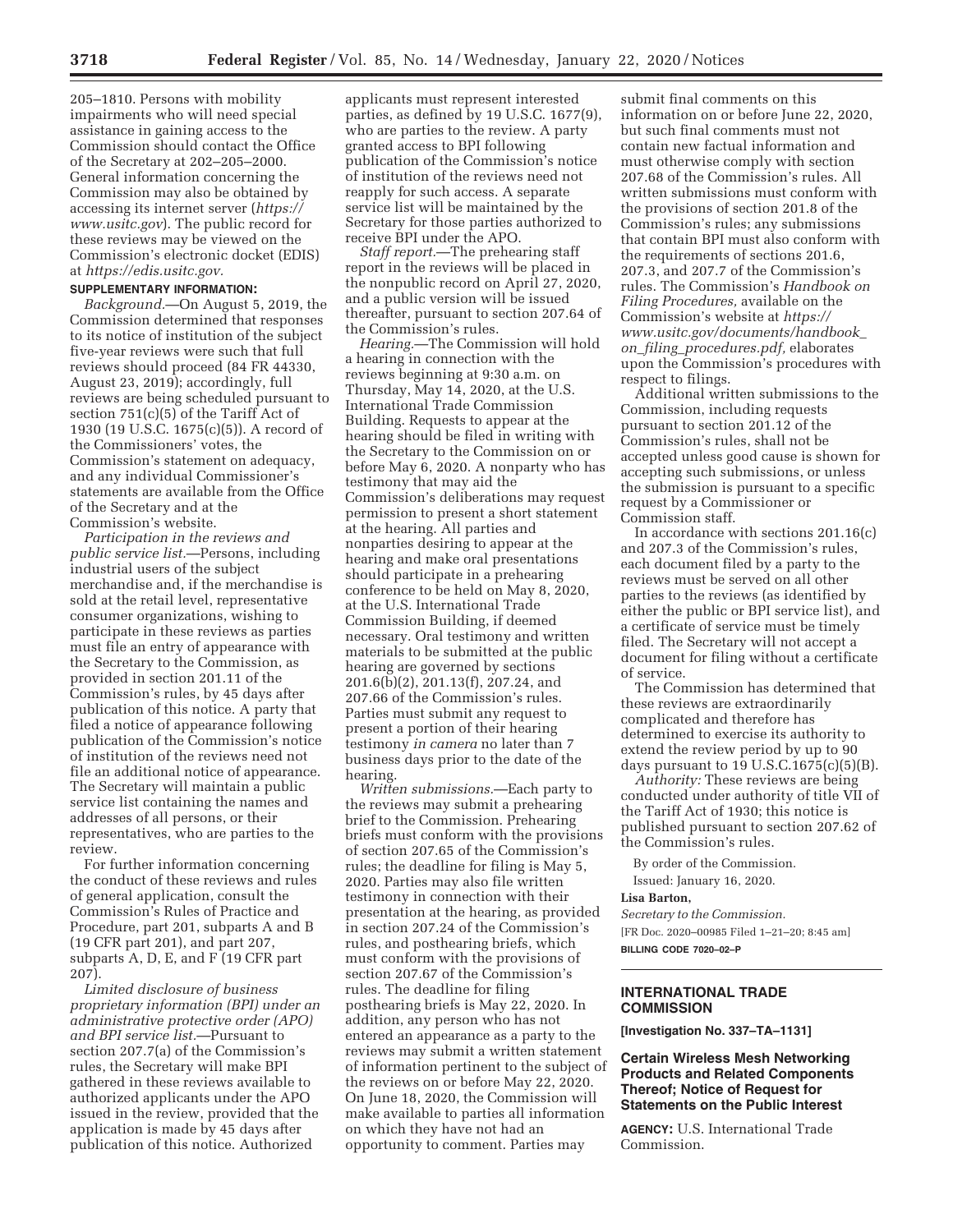205–1810. Persons with mobility impairments who will need special assistance in gaining access to the Commission should contact the Office of the Secretary at 202–205–2000. General information concerning the Commission may also be obtained by accessing its internet server (*https://www.usitc.gov*). The public record for these reviews may be viewed on the Commission's electronic docket (EDIS) at *https://edis.usitc.gov.*

**SUPPLEMENTARY INFORMATION:**

*Background.*—On August 5, 2019, the Commission determined that responses to its notice of institution of the subject five-year reviews were such that full reviews should proceed (84 FR 44330, August 23, 2019); accordingly, full reviews are being scheduled pursuant to section 751(c)(5) of the Tariff Act of 1930 (19 U.S.C. 1675(c)(5)). A record of the Commissioners' votes, the Commission's statement on adequacy, and any individual Commissioner's statements are available from the Office of the Secretary and at the Commission's website.

*Participation in the reviews and public service list.*—Persons, including industrial users of the subject merchandise and, if the merchandise is sold at the retail level, representative consumer organizations, wishing to participate in these reviews as parties must file an entry of appearance with the Secretary to the Commission, as provided in section 201.11 of the Commission's rules, by 45 days after publication of this notice. A party that filed a notice of appearance following publication of the Commission's notice of institution of the reviews need not file an additional notice of appearance. The Secretary will maintain a public service list containing the names and addresses of all persons, or their representatives, who are parties to the review.

For further information concerning the conduct of these reviews and rules of general application, consult the Commission's Rules of Practice and Procedure, part 201, subparts A and B (19 CFR part 201), and part 207, subparts A, D, E, and F (19 CFR part 207).

*Limited disclosure of business proprietary information (BPI) under an administrative protective order (APO) and BPI service list.*—Pursuant to section 207.7(a) of the Commission's rules, the Secretary will make BPI gathered in these reviews available to authorized applicants under the APO issued in the review, provided that the application is made by 45 days after publication of this notice. Authorized applicants must represent interested parties, as defined by 19 U.S.C. 1677(9), who are parties to the review. A party granted access to BPI following publication of the Commission's notice of institution of the reviews need not reapply for such access. A separate service list will be maintained by the Secretary for those parties authorized to receive BPI under the APO.

*Staff report.*—The prehearing staff report in the reviews will be placed in the nonpublic record on April 27, 2020, and a public version will be issued thereafter, pursuant to section 207.64 of the Commission's rules.

*Hearing.*—The Commission will hold a hearing in connection with the reviews beginning at 9:30 a.m. on Thursday, May 14, 2020, at the U.S. International Trade Commission Building. Requests to appear at the hearing should be filed in writing with the Secretary to the Commission on or before May 6, 2020. A nonparty who has testimony that may aid the Commission's deliberations may request permission to present a short statement at the hearing. All parties and nonparties desiring to appear at the hearing and make oral presentations should participate in a prehearing conference to be held on May 8, 2020, at the U.S. International Trade Commission Building, if deemed necessary. Oral testimony and written materials to be submitted at the public hearing are governed by sections 201.6(b)(2), 201.13(f), 207.24, and 207.66 of the Commission's rules. Parties must submit any request to present a portion of their hearing testimony *in camera* no later than 7 business days prior to the date of the hearing.

*Written submissions.*—Each party to the reviews may submit a prehearing brief to the Commission. Prehearing briefs must conform with the provisions of section 207.65 of the Commission's rules; the deadline for filing is May 5, 2020. Parties may also file written testimony in connection with their presentation at the hearing, as provided in section 207.24 of the Commission's rules, and posthearing briefs, which must conform with the provisions of section 207.67 of the Commission's rules. The deadline for filing posthearing briefs is May 22, 2020. In addition, any person who has not entered an appearance as a party to the reviews may submit a written statement of information pertinent to the subject of the reviews on or before May 22, 2020. On June 18, 2020, the Commission will make available to parties all information on which they have not had an opportunity to comment. Parties may submit final comments on this information on or before June 22, 2020, but such final comments must not contain new factual information and must otherwise comply with section 207.68 of the Commission's rules. All written submissions must conform with the provisions of section 201.8 of the Commission's rules; any submissions that contain BPI must also conform with the requirements of sections 201.6, 207.3, and 207.7 of the Commission's rules. The Commission's *Handbook on Filing Procedures,* available on the Commission's website at *https://www.usitc.gov/documents/handbook_on_filing_procedures.pdf,* elaborates upon the Commission's procedures with respect to filings.

Additional written submissions to the Commission, including requests pursuant to section 201.12 of the Commission's rules, shall not be accepted unless good cause is shown for accepting such submissions, or unless the submission is pursuant to a specific request by a Commissioner or Commission staff.

In accordance with sections 201.16(c) and 207.3 of the Commission's rules, each document filed by a party to the reviews must be served on all other parties to the reviews (as identified by either the public or BPI service list), and a certificate of service must be timely filed. The Secretary will not accept a document for filing without a certificate of service.

The Commission has determined that these reviews are extraordinarily complicated and therefore has determined to exercise its authority to extend the review period by up to 90 days pursuant to 19 U.S.C.1675(c)(5)(B).

*Authority:* These reviews are being conducted under authority of title VII of the Tariff Act of 1930; this notice is published pursuant to section 207.62 of the Commission's rules.

By order of the Commission.

Issued: January 16, 2020.

**Lisa Barton,**

*Secretary to the Commission.*

[FR Doc. 2020–00985 Filed 1–21–20; 8:45 am]

**BILLING CODE 7020–02–P**

---

## INTERNATIONAL TRADE COMMISSION

**[Investigation No. 337–TA–1131]**

### Certain Wireless Mesh Networking Products and Related Components Thereof; Notice of Request for Statements on the Public Interest

**AGENCY:** U.S. International Trade Commission.